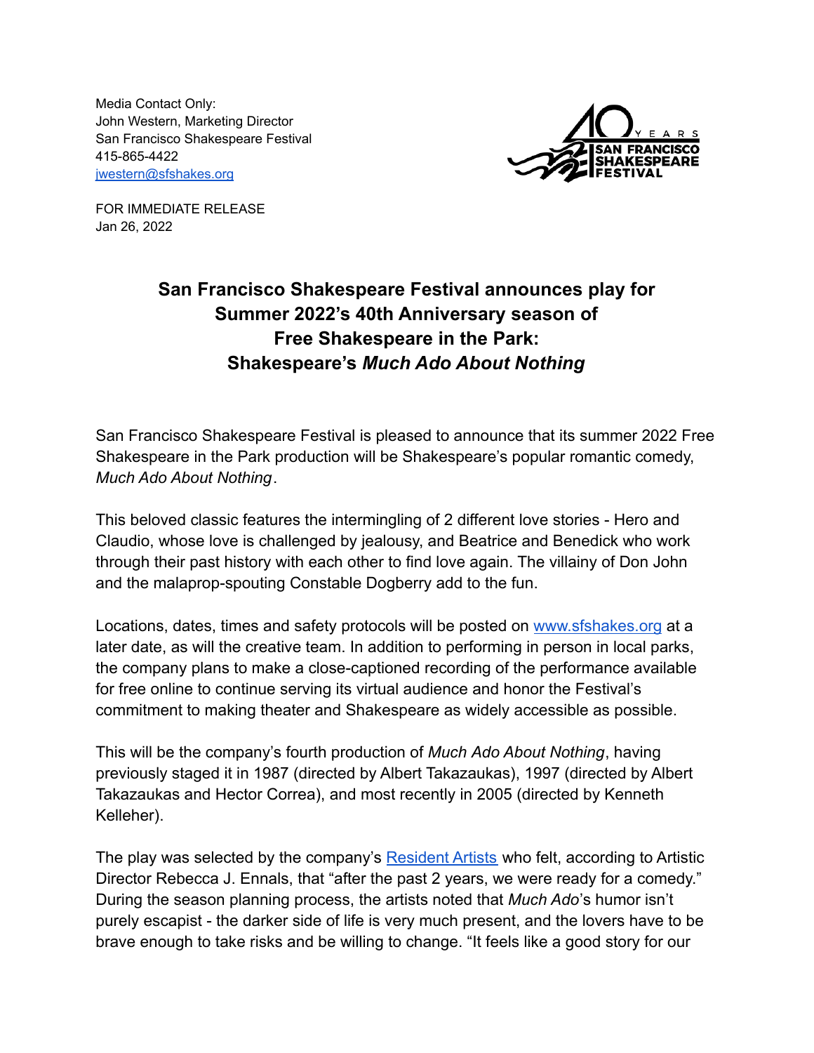Media Contact Only:
John Western, Marketing Director
San Francisco Shakespeare Festival
415-865-4422
[jwestern@sfshakes.org](mailto:jwestern@sfshakes.org)

FOR IMMEDIATE RELEASE
Jan 26, 2022

## San Francisco Shakespeare Festival announces play for Summer 2022's 40th Anniversary season of Free Shakespeare in the Park: Shakespeare's *Much Ado About Nothing*

San Francisco Shakespeare Festival is pleased to announce that its summer 2022 Free Shakespeare in the Park production will be Shakespeare's popular romantic comedy, *Much Ado About Nothing*.

This beloved classic features the intermingling of 2 different love stories - Hero and Claudio, whose love is challenged by jealousy, and Beatrice and Benedick who work through their past history with each other to find love again. The villainy of Don John and the malaprop-spouting Constable Dogberry add to the fun.

Locations, dates, times and safety protocols will be posted on [www.sfshakes.org](http://www.sfshakes.org) at a later date, as will the creative team. In addition to performing in person in local parks, the company plans to make a close-captioned recording of the performance available for free online to continue serving its virtual audience and honor the Festival's commitment to making theater and Shakespeare as widely accessible as possible.

This will be the company's fourth production of *Much Ado About Nothing*, having previously staged it in 1987 (directed by Albert Takazaukas), 1997 (directed by Albert Takazaukas and Hector Correa), and most recently in 2005 (directed by Kenneth Kelleher).

The play was selected by the company's Resident Artists who felt, according to Artistic Director Rebecca J. Ennals, that "after the past 2 years, we were ready for a comedy." During the season planning process, the artists noted that *Much Ado*'s humor isn't purely escapist - the darker side of life is very much present, and the lovers have to be brave enough to take risks and be willing to change. "It feels like a good story for our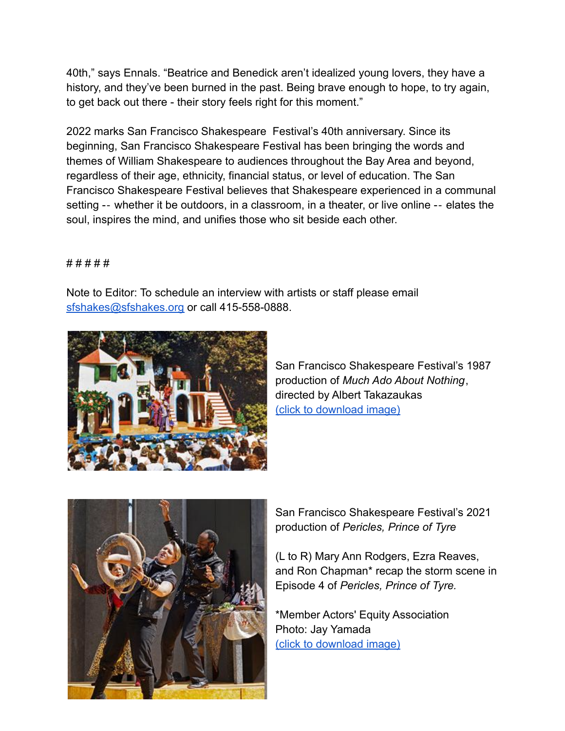40th," says Ennals. "Beatrice and Benedick aren't idealized young lovers, they have a history, and they've been burned in the past. Being brave enough to hope, to try again, to get back out there - their story feels right for this moment."

2022 marks San Francisco Shakespeare Festival's 40th anniversary. Since its beginning, San Francisco Shakespeare Festival has been bringing the words and themes of William Shakespeare to audiences throughout the Bay Area and beyond, regardless of their age, ethnicity, financial status, or level of education. The San Francisco Shakespeare Festival believes that Shakespeare experienced in a communal setting -- whether it be outdoors, in a classroom, in a theater, or live online -- elates the soul, inspires the mind, and unifies those who sit beside each other.

# # # # #

Note to Editor: To schedule an interview with artists or staff please email sfshakes@sfshakes.org or call 415-558-0888.

San Francisco Shakespeare Festival's 1987 production of *Much Ado About Nothing*, directed by Albert Takazaukas
(click to download image)

San Francisco Shakespeare Festival's 2021 production of *Pericles, Prince of Tyre*

(L to R) Mary Ann Rodgers, Ezra Reaves, and Ron Chapman* recap the storm scene in Episode 4 of *Pericles, Prince of Tyre.*

*Member Actors' Equity Association
Photo: Jay Yamada
(click to download image)